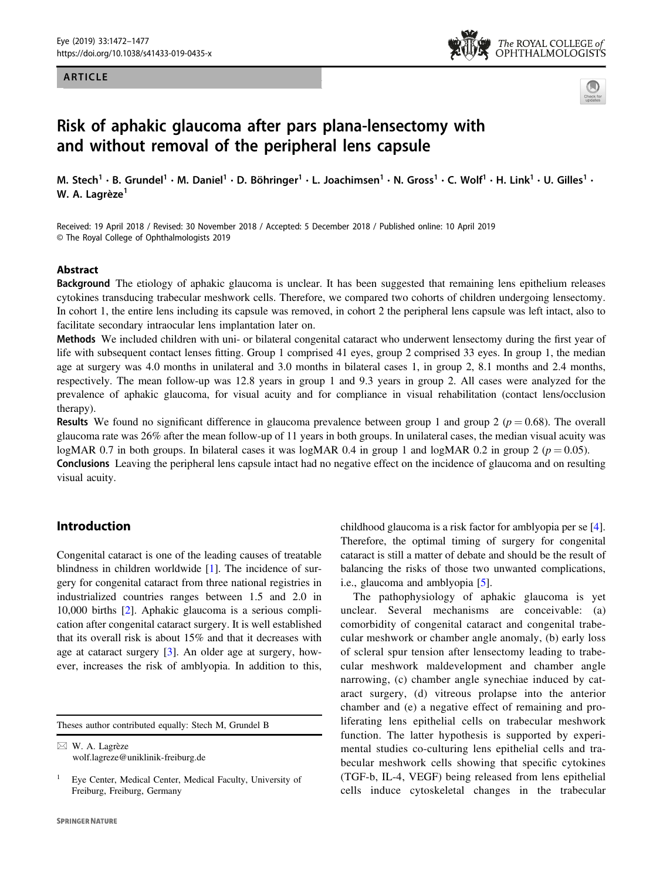ARTICLE

# Risk of aphakic glaucoma after pars plana-lensectomy with and without removal of the peripheral lens capsule

M. Stech[1] · B. Grundel[1] · M. Daniel[1] · D. Böhringer[1] · L. Joachimsen[1] · N. Gross[1] · C. Wolf[1] · H. Link[1] · U. Gilles[1] · W. A. Lagrèze[1]

Received: 19 April 2018 / Revised: 30 November 2018 / Accepted: 5 December 2018 / Published online: 10 April 2019
© The Royal College of Ophthalmologists 2019

## Abstract

**Background** The etiology of aphakic glaucoma is unclear. It has been suggested that remaining lens epithelium releases cytokines transducing trabecular meshwork cells. Therefore, we compared two cohorts of children undergoing lensectomy. In cohort 1, the entire lens including its capsule was removed, in cohort 2 the peripheral lens capsule was left intact, also to facilitate secondary intraocular lens implantation later on.

**Methods** We included children with uni- or bilateral congenital cataract who underwent lensectomy during the first year of life with subsequent contact lenses fitting. Group 1 comprised 41 eyes, group 2 comprised 33 eyes. In group 1, the median age at surgery was 4.0 months in unilateral and 3.0 months in bilateral cases 1, in group 2, 8.1 months and 2.4 months, respectively. The mean follow-up was 12.8 years in group 1 and 9.3 years in group 2. All cases were analyzed for the prevalence of aphakic glaucoma, for visual acuity and for compliance in visual rehabilitation (contact lens/occlusion therapy).

**Results** We found no significant difference in glaucoma prevalence between group 1 and group 2 ($p = 0.68$). The overall glaucoma rate was 26% after the mean follow-up of 11 years in both groups. In unilateral cases, the median visual acuity was logMAR 0.7 in both groups. In bilateral cases it was logMAR 0.4 in group 1 and logMAR 0.2 in group 2 ($p = 0.05$).

**Conclusions** Leaving the peripheral lens capsule intact had no negative effect on the incidence of glaucoma and on resulting visual acuity.

## Introduction

Congenital cataract is one of the leading causes of treatable blindness in children worldwide [1]. The incidence of surgery for congenital cataract from three national registries in industrialized countries ranges between 1.5 and 2.0 in 10,000 births [2]. Aphakic glaucoma is a serious complication after congenital cataract surgery. It is well established that its overall risk is about 15% and that it decreases with age at cataract surgery [3]. An older age at surgery, however, increases the risk of amblyopia. In addition to this, childhood glaucoma is a risk factor for amblyopia per se [4]. Therefore, the optimal timing of surgery for congenital cataract is still a matter of debate and should be the result of balancing the risks of those two unwanted complications, i.e., glaucoma and amblyopia [5].

The pathophysiology of aphakic glaucoma is yet unclear. Several mechanisms are conceivable: (a) comorbidity of congenital cataract and congenital trabecular meshwork or chamber angle anomaly, (b) early loss of scleral spur tension after lensectomy leading to trabecular meshwork maldevelopment and chamber angle narrowing, (c) chamber angle synechiae induced by cataract surgery, (d) vitreous prolapse into the anterior chamber and (e) a negative effect of remaining and proliferating lens epithelial cells on trabecular meshwork function. The latter hypothesis is supported by experimental studies co-culturing lens epithelial cells and trabecular meshwork cells showing that specific cytokines (TGF-b, IL-4, VEGF) being released from lens epithelial cells induce cytoskeletal changes in the trabecular

---

Theses author contributed equally: Stech M, Grundel B

✉ W. A. Lagrèze
wolf.lagreze@uniklinik-freiburg.de

[1] Eye Center, Medical Center, Medical Faculty, University of Freiburg, Freiburg, Germany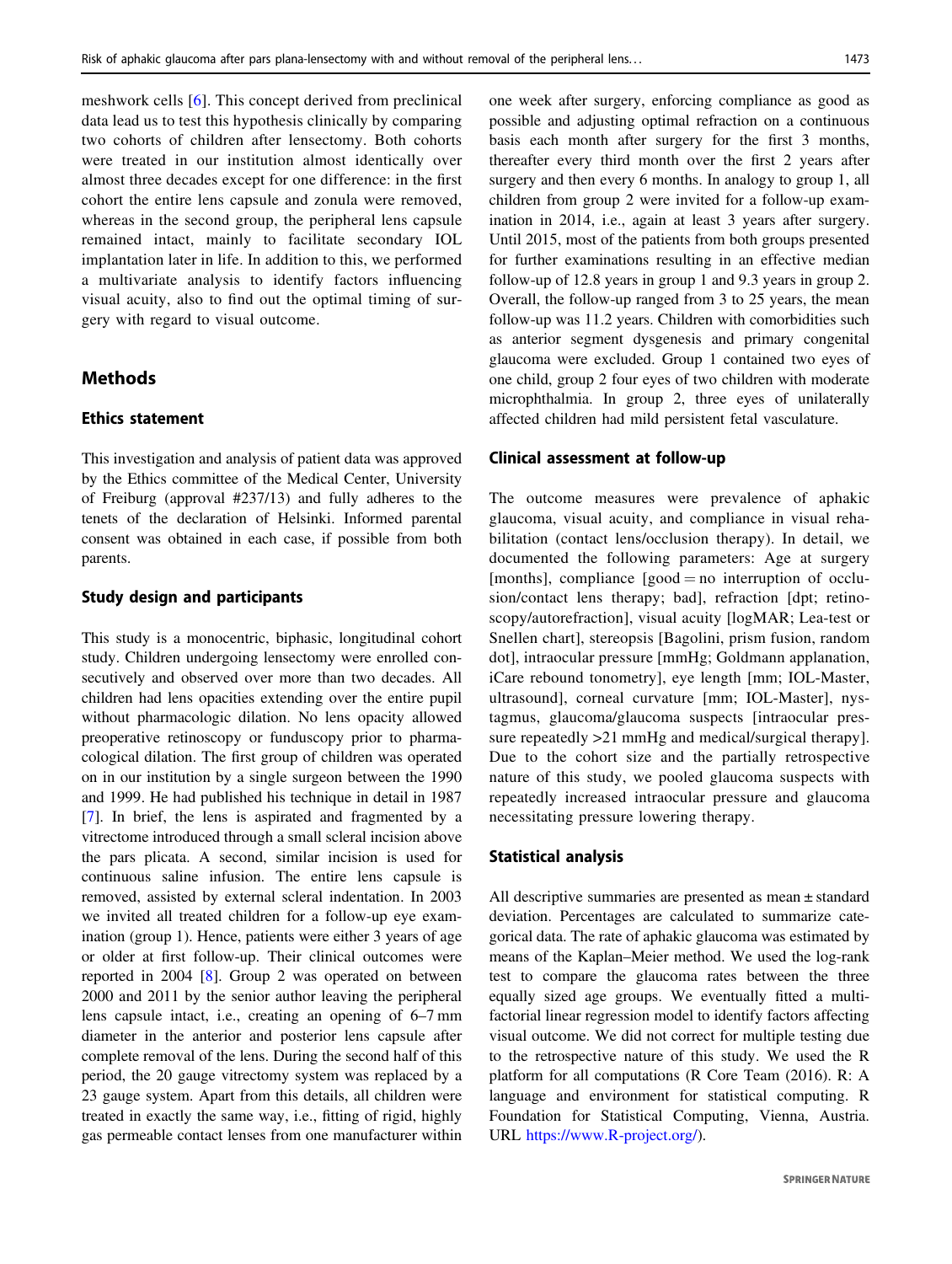meshwork cells [6]. This concept derived from preclinical data lead us to test this hypothesis clinically by comparing two cohorts of children after lensectomy. Both cohorts were treated in our institution almost identically over almost three decades except for one difference: in the first cohort the entire lens capsule and zonula were removed, whereas in the second group, the peripheral lens capsule remained intact, mainly to facilitate secondary IOL implantation later in life. In addition to this, we performed a multivariate analysis to identify factors influencing visual acuity, also to find out the optimal timing of surgery with regard to visual outcome.

## Methods

### Ethics statement

This investigation and analysis of patient data was approved by the Ethics committee of the Medical Center, University of Freiburg (approval #237/13) and fully adheres to the tenets of the declaration of Helsinki. Informed parental consent was obtained in each case, if possible from both parents.

### Study design and participants

This study is a monocentric, biphasic, longitudinal cohort study. Children undergoing lensectomy were enrolled consecutively and observed over more than two decades. All children had lens opacities extending over the entire pupil without pharmacologic dilation. No lens opacity allowed preoperative retinoscopy or funduscopy prior to pharmacological dilation. The first group of children was operated on in our institution by a single surgeon between the 1990 and 1999. He had published his technique in detail in 1987 [7]. In brief, the lens is aspirated and fragmented by a vitrectome introduced through a small scleral incision above the pars plicata. A second, similar incision is used for continuous saline infusion. The entire lens capsule is removed, assisted by external scleral indentation. In 2003 we invited all treated children for a follow-up eye examination (group 1). Hence, patients were either 3 years of age or older at first follow-up. Their clinical outcomes were reported in 2004 [8]. Group 2 was operated on between 2000 and 2011 by the senior author leaving the peripheral lens capsule intact, i.e., creating an opening of 6–7 mm diameter in the anterior and posterior lens capsule after complete removal of the lens. During the second half of this period, the 20 gauge vitrectomy system was replaced by a 23 gauge system. Apart from this details, all children were treated in exactly the same way, i.e., fitting of rigid, highly gas permeable contact lenses from one manufacturer within one week after surgery, enforcing compliance as good as possible and adjusting optimal refraction on a continuous basis each month after surgery for the first 3 months, thereafter every third month over the first 2 years after surgery and then every 6 months. In analogy to group 1, all children from group 2 were invited for a follow-up examination in 2014, i.e., again at least 3 years after surgery. Until 2015, most of the patients from both groups presented for further examinations resulting in an effective median follow-up of 12.8 years in group 1 and 9.3 years in group 2. Overall, the follow-up ranged from 3 to 25 years, the mean follow-up was 11.2 years. Children with comorbidities such as anterior segment dysgenesis and primary congenital glaucoma were excluded. Group 1 contained two eyes of one child, group 2 four eyes of two children with moderate microphthalmia. In group 2, three eyes of unilaterally affected children had mild persistent fetal vasculature.

### Clinical assessment at follow-up

The outcome measures were prevalence of aphakic glaucoma, visual acuity, and compliance in visual rehabilitation (contact lens/occlusion therapy). In detail, we documented the following parameters: Age at surgery [months], compliance [good = no interruption of occlusion/contact lens therapy; bad], refraction [dpt; retinoscopy/autorefraction], visual acuity [logMAR; Lea-test or Snellen chart], stereopsis [Bagolini, prism fusion, random dot], intraocular pressure [mmHg; Goldmann applanation, iCare rebound tonometry], eye length [mm; IOL-Master, ultrasound], corneal curvature [mm; IOL-Master], nystagmus, glaucoma/glaucoma suspects [intraocular pressure repeatedly >21 mmHg and medical/surgical therapy]. Due to the cohort size and the partially retrospective nature of this study, we pooled glaucoma suspects with repeatedly increased intraocular pressure and glaucoma necessitating pressure lowering therapy.

### Statistical analysis

All descriptive summaries are presented as mean ± standard deviation. Percentages are calculated to summarize categorical data. The rate of aphakic glaucoma was estimated by means of the Kaplan–Meier method. We used the log-rank test to compare the glaucoma rates between the three equally sized age groups. We eventually fitted a multifactorial linear regression model to identify factors affecting visual outcome. We did not correct for multiple testing due to the retrospective nature of this study. We used the R platform for all computations (R Core Team (2016). R: A language and environment for statistical computing. R Foundation for Statistical Computing, Vienna, Austria. URL https://www.R-project.org/).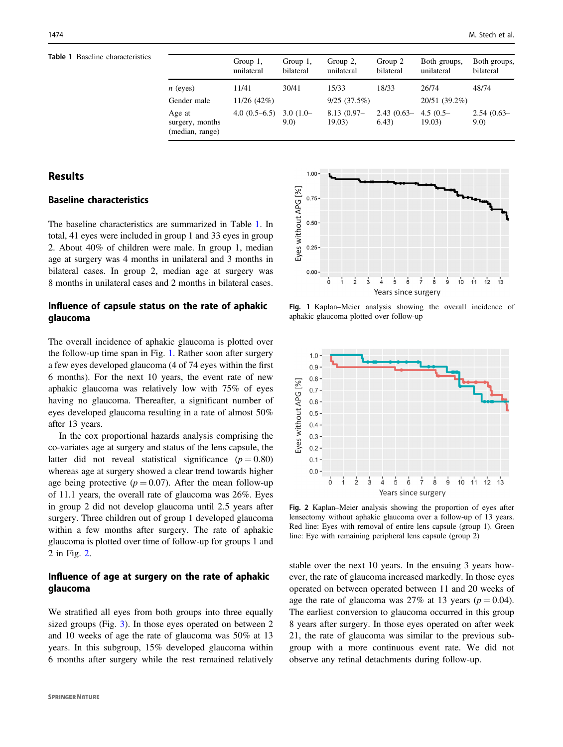**Table 1** Baseline characteristics

| | Group 1, unilateral | Group 1, bilateral | Group 2, unilateral | Group 2 bilateral | Both groups, unilateral | Both groups, bilateral |
|---|---|---|---|---|---|---|
| *n* (eyes) | 11/41 | 30/41 | 15/33 | 18/33 | 26/74 | 48/74 |
| Gender male | 11/26 (42%) | | 9/25 (37.5%) | | 20/51 (39.2%) | |
| Age at surgery, months (median, range) | 4.0 (0.5–6.5) | 3.0 (1.0–9.0) | 8.13 (0.97–19.03) | 2.43 (0.63–6.43) | 4.5 (0.5–19.03) | 2.54 (0.63–9.0) |

## Results

### Baseline characteristics

The baseline characteristics are summarized in Table 1. In total, 41 eyes were included in group 1 and 33 eyes in group 2. About 40% of children were male. In group 1, median age at surgery was 4 months in unilateral and 3 months in bilateral cases. In group 2, median age at surgery was 8 months in unilateral cases and 2 months in bilateral cases.

### Influence of capsule status on the rate of aphakic glaucoma

The overall incidence of aphakic glaucoma is plotted over the follow-up time span in Fig. 1. Rather soon after surgery a few eyes developed glaucoma (4 of 74 eyes within the first 6 months). For the next 10 years, the event rate of new aphakic glaucoma was relatively low with 75% of eyes having no glaucoma. Thereafter, a significant number of eyes developed glaucoma resulting in a rate of almost 50% after 13 years.

In the cox proportional hazards analysis comprising the co-variates age at surgery and status of the lens capsule, the latter did not reveal statistical significance ($p = 0.80$) whereas age at surgery showed a clear trend towards higher age being protective ($p = 0.07$). After the mean follow-up of 11.1 years, the overall rate of glaucoma was 26%. Eyes in group 2 did not develop glaucoma until 2.5 years after surgery. Three children out of group 1 developed glaucoma within a few months after surgery. The rate of aphakic glaucoma is plotted over time of follow-up for groups 1 and 2 in Fig. 2.

**Fig. 1** Kaplan–Meier analysis showing the overall incidence of aphakic glaucoma plotted over follow-up

**Fig. 2** Kaplan–Meier analysis showing the proportion of eyes after lensectomy without aphakic glaucoma over a follow-up of 13 years. Red line: Eyes with removal of entire lens capsule (group 1). Green line: Eye with remaining peripheral lens capsule (group 2)

### Influence of age at surgery on the rate of aphakic glaucoma

We stratified all eyes from both groups into three equally sized groups (Fig. 3). In those eyes operated on between 2 and 10 weeks of age the rate of glaucoma was 50% at 13 years. In this subgroup, 15% developed glaucoma within 6 months after surgery while the rest remained relatively stable over the next 10 years. In the ensuing 3 years however, the rate of glaucoma increased markedly. In those eyes operated on between operated between 11 and 20 weeks of age the rate of glaucoma was 27% at 13 years ($p = 0.04$). The earliest conversion to glaucoma occurred in this group 8 years after surgery. In those eyes operated on after week 21, the rate of glaucoma was similar to the previous subgroup with a more continuous event rate. We did not observe any retinal detachments during follow-up.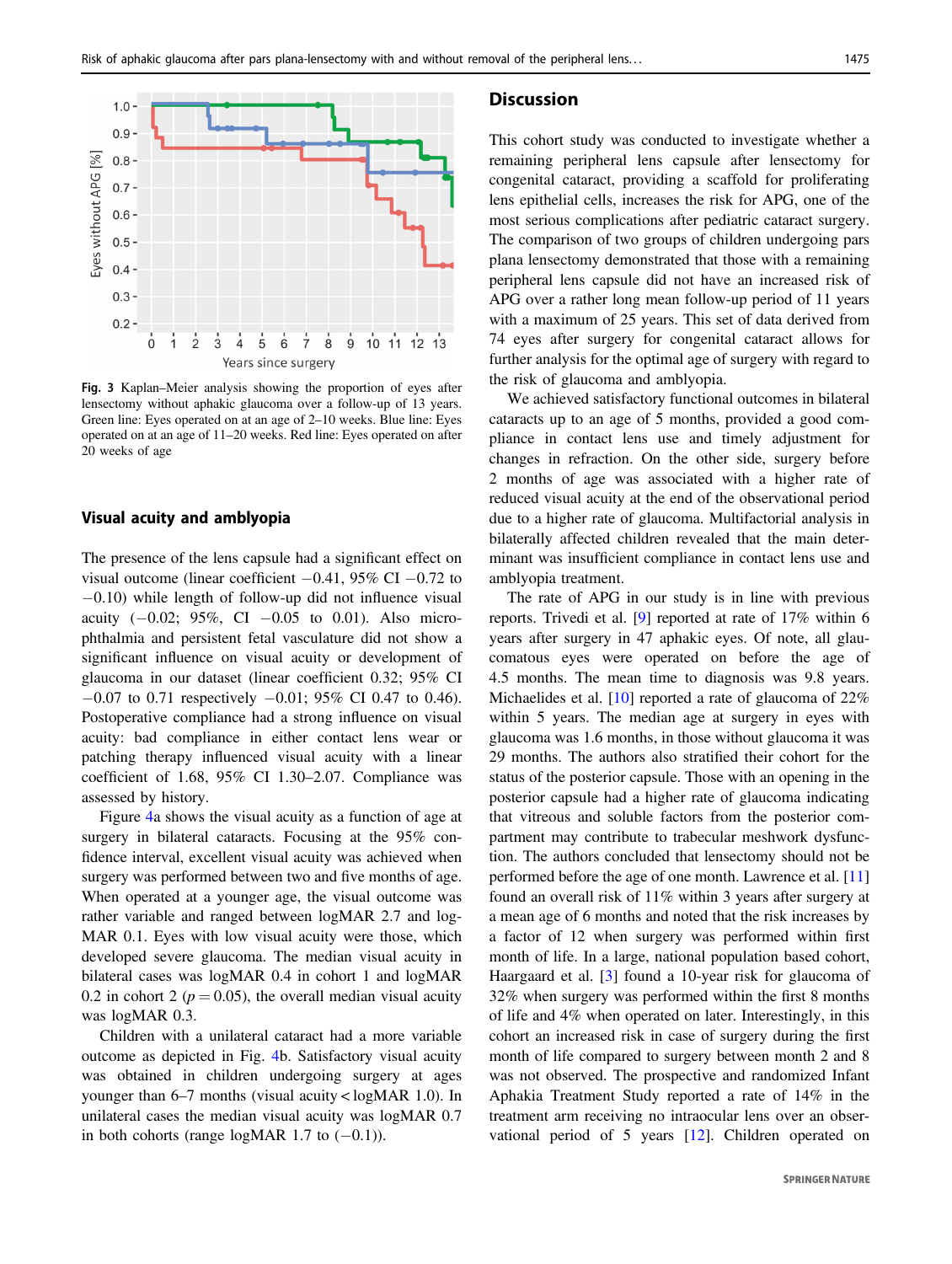Fig. 3 Kaplan–Meier analysis showing the proportion of eyes after lensectomy without aphakic glaucoma over a follow-up of 13 years. Green line: Eyes operated on at an age of 2–10 weeks. Blue line: Eyes operated on at an age of 11–20 weeks. Red line: Eyes operated on after 20 weeks of age

## Visual acuity and amblyopia

The presence of the lens capsule had a significant effect on visual outcome (linear coefficient −0.41, 95% CI −0.72 to −0.10) while length of follow-up did not influence visual acuity (−0.02; 95%, CI −0.05 to 0.01). Also microphthalmia and persistent fetal vasculature did not show a significant influence on visual acuity or development of glaucoma in our dataset (linear coefficient 0.32; 95% CI −0.07 to 0.71 respectively −0.01; 95% CI 0.47 to 0.46). Postoperative compliance had a strong influence on visual acuity: bad compliance in either contact lens wear or patching therapy influenced visual acuity with a linear coefficient of 1.68, 95% CI 1.30–2.07. Compliance was assessed by history.

Figure 4a shows the visual acuity as a function of age at surgery in bilateral cataracts. Focusing at the 95% confidence interval, excellent visual acuity was achieved when surgery was performed between two and five months of age. When operated at a younger age, the visual outcome was rather variable and ranged between logMAR 2.7 and logMAR 0.1. Eyes with low visual acuity were those, which developed severe glaucoma. The median visual acuity in bilateral cases was logMAR 0.4 in cohort 1 and logMAR 0.2 in cohort 2 ($p = 0.05$), the overall median visual acuity was logMAR 0.3.

Children with a unilateral cataract had a more variable outcome as depicted in Fig. 4b. Satisfactory visual acuity was obtained in children undergoing surgery at ages younger than 6–7 months (visual acuity < logMAR 1.0). In unilateral cases the median visual acuity was logMAR 0.7 in both cohorts (range logMAR 1.7 to (−0.1)).

## Discussion

This cohort study was conducted to investigate whether a remaining peripheral lens capsule after lensectomy for congenital cataract, providing a scaffold for proliferating lens epithelial cells, increases the risk for APG, one of the most serious complications after pediatric cataract surgery. The comparison of two groups of children undergoing pars plana lensectomy demonstrated that those with a remaining peripheral lens capsule did not have an increased risk of APG over a rather long mean follow-up period of 11 years with a maximum of 25 years. This set of data derived from 74 eyes after surgery for congenital cataract allows for further analysis for the optimal age of surgery with regard to the risk of glaucoma and amblyopia.

We achieved satisfactory functional outcomes in bilateral cataracts up to an age of 5 months, provided a good compliance in contact lens use and timely adjustment for changes in refraction. On the other side, surgery before 2 months of age was associated with a higher rate of reduced visual acuity at the end of the observational period due to a higher rate of glaucoma. Multifactorial analysis in bilaterally affected children revealed that the main determinant was insufficient compliance in contact lens use and amblyopia treatment.

The rate of APG in our study is in line with previous reports. Trivedi et al. [9] reported at rate of 17% within 6 years after surgery in 47 aphakic eyes. Of note, all glaucomatous eyes were operated on before the age of 4.5 months. The mean time to diagnosis was 9.8 years. Michaelides et al. [10] reported a rate of glaucoma of 22% within 5 years. The median age at surgery in eyes with glaucoma was 1.6 months, in those without glaucoma it was 29 months. The authors also stratified their cohort for the status of the posterior capsule. Those with an opening in the posterior capsule had a higher rate of glaucoma indicating that vitreous and soluble factors from the posterior compartment may contribute to trabecular meshwork dysfunction. The authors concluded that lensectomy should not be performed before the age of one month. Lawrence et al. [11] found an overall risk of 11% within 3 years after surgery at a mean age of 6 months and noted that the risk increases by a factor of 12 when surgery was performed within first month of life. In a large, national population based cohort, Haargaard et al. [3] found a 10-year risk for glaucoma of 32% when surgery was performed within the first 8 months of life and 4% when operated on later. Interestingly, in this cohort an increased risk in case of surgery during the first month of life compared to surgery between month 2 and 8 was not observed. The prospective and randomized Infant Aphakia Treatment Study reported a rate of 14% in the treatment arm receiving no intraocular lens over an observational period of 5 years [12]. Children operated on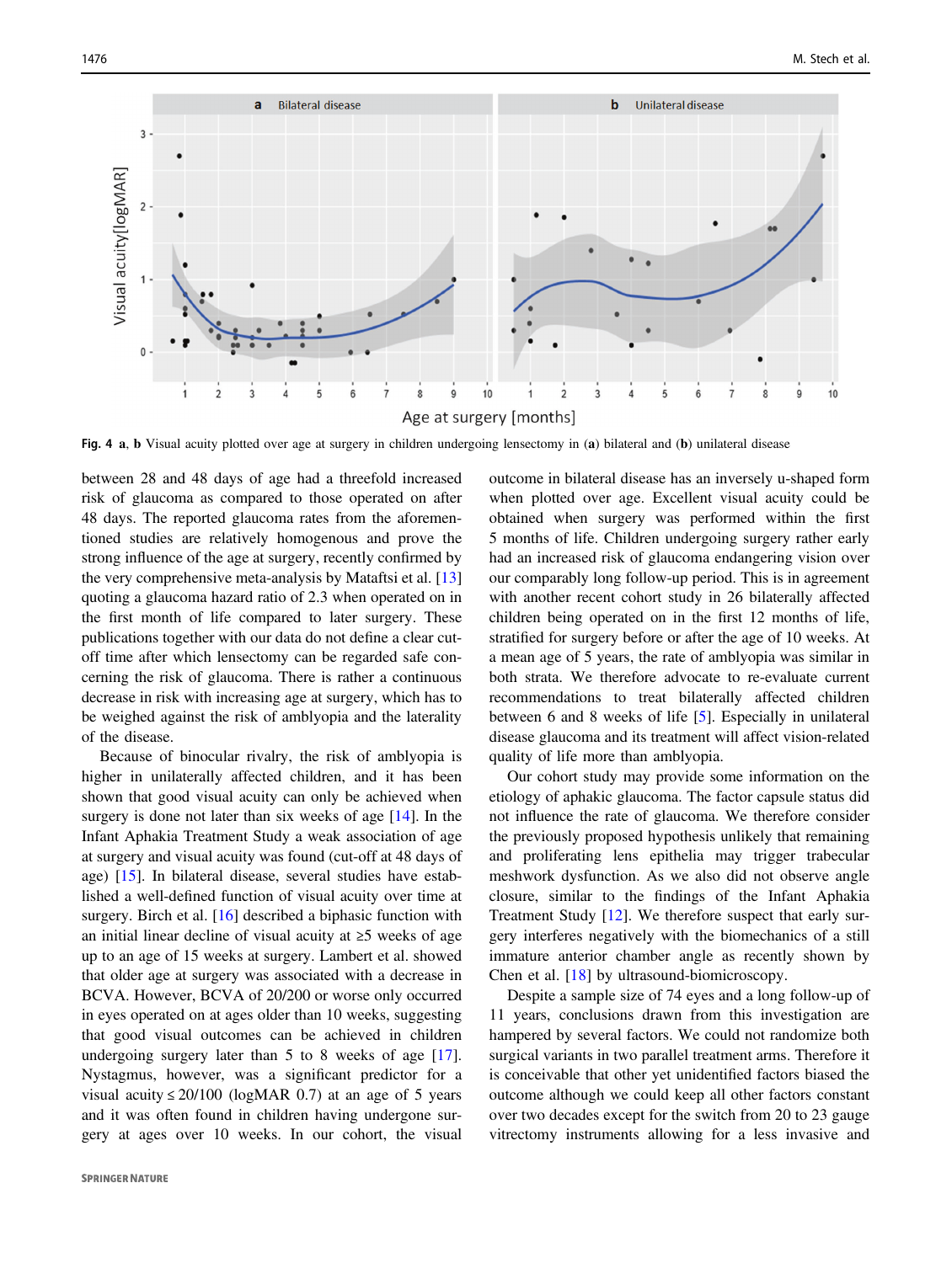Fig. 4 a, b Visual acuity plotted over age at surgery in children undergoing lensectomy in (a) bilateral and (b) unilateral disease

between 28 and 48 days of age had a threefold increased risk of glaucoma as compared to those operated on after 48 days. The reported glaucoma rates from the aforementioned studies are relatively homogenous and prove the strong influence of the age at surgery, recently confirmed by the very comprehensive meta-analysis by Mataftsi et al. [13] quoting a glaucoma hazard ratio of 2.3 when operated on in the first month of life compared to later surgery. These publications together with our data do not define a clear cut-off time after which lensectomy can be regarded safe concerning the risk of glaucoma. There is rather a continuous decrease in risk with increasing age at surgery, which has to be weighed against the risk of amblyopia and the laterality of the disease.

Because of binocular rivalry, the risk of amblyopia is higher in unilaterally affected children, and it has been shown that good visual acuity can only be achieved when surgery is done not later than six weeks of age [14]. In the Infant Aphakia Treatment Study a weak association of age at surgery and visual acuity was found (cut-off at 48 days of age) [15]. In bilateral disease, several studies have established a well-defined function of visual acuity over time at surgery. Birch et al. [16] described a biphasic function with an initial linear decline of visual acuity at ≥5 weeks of age up to an age of 15 weeks at surgery. Lambert et al. showed that older age at surgery was associated with a decrease in BCVA. However, BCVA of 20/200 or worse only occurred in eyes operated on at ages older than 10 weeks, suggesting that good visual outcomes can be achieved in children undergoing surgery later than 5 to 8 weeks of age [17]. Nystagmus, however, was a significant predictor for a visual acuity ≤ 20/100 (logMAR 0.7) at an age of 5 years and it was often found in children having undergone surgery at ages over 10 weeks. In our cohort, the visual outcome in bilateral disease has an inversely u-shaped form when plotted over age. Excellent visual acuity could be obtained when surgery was performed within the first 5 months of life. Children undergoing surgery rather early had an increased risk of glaucoma endangering vision over our comparably long follow-up period. This is in agreement with another recent cohort study in 26 bilaterally affected children being operated on in the first 12 months of life, stratified for surgery before or after the age of 10 weeks. At a mean age of 5 years, the rate of amblyopia was similar in both strata. We therefore advocate to re-evaluate current recommendations to treat bilaterally affected children between 6 and 8 weeks of life [5]. Especially in unilateral disease glaucoma and its treatment will affect vision-related quality of life more than amblyopia.

Our cohort study may provide some information on the etiology of aphakic glaucoma. The factor capsule status did not influence the rate of glaucoma. We therefore consider the previously proposed hypothesis unlikely that remaining and proliferating lens epithelia may trigger trabecular meshwork dysfunction. As we also did not observe angle closure, similar to the findings of the Infant Aphakia Treatment Study [12]. We therefore suspect that early surgery interferes negatively with the biomechanics of a still immature anterior chamber angle as recently shown by Chen et al. [18] by ultrasound-biomicroscopy.

Despite a sample size of 74 eyes and a long follow-up of 11 years, conclusions drawn from this investigation are hampered by several factors. We could not randomize both surgical variants in two parallel treatment arms. Therefore it is conceivable that other yet unidentified factors biased the outcome although we could keep all other factors constant over two decades except for the switch from 20 to 23 gauge vitrectomy instruments allowing for a less invasive and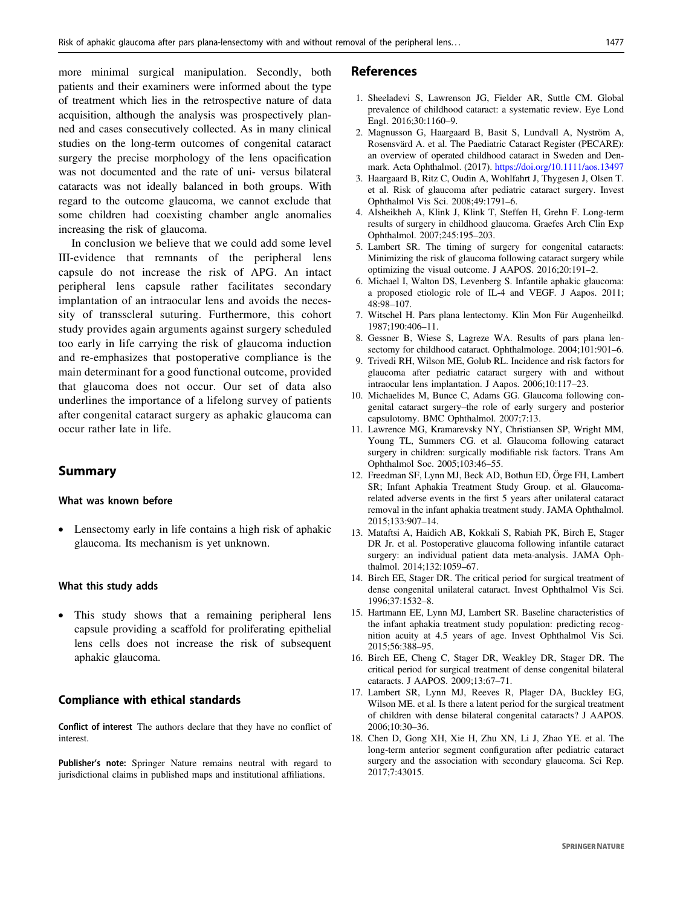more minimal surgical manipulation. Secondly, both patients and their examiners were informed about the type of treatment which lies in the retrospective nature of data acquisition, although the analysis was prospectively planned and cases consecutively collected. As in many clinical studies on the long-term outcomes of congenital cataract surgery the precise morphology of the lens opacification was not documented and the rate of uni- versus bilateral cataracts was not ideally balanced in both groups. With regard to the outcome glaucoma, we cannot exclude that some children had coexisting chamber angle anomalies increasing the risk of glaucoma.

In conclusion we believe that we could add some level III-evidence that remnants of the peripheral lens capsule do not increase the risk of APG. An intact peripheral lens capsule rather facilitates secondary implantation of an intraocular lens and avoids the necessity of transscleral suturing. Furthermore, this cohort study provides again arguments against surgery scheduled too early in life carrying the risk of glaucoma induction and re-emphasizes that postoperative compliance is the main determinant for a good functional outcome, provided that glaucoma does not occur. Our set of data also underlines the importance of a lifelong survey of patients after congenital cataract surgery as aphakic glaucoma can occur rather late in life.

## Summary

### What was known before

- Lensectomy early in life contains a high risk of aphakic glaucoma. Its mechanism is yet unknown.

### What this study adds

- This study shows that a remaining peripheral lens capsule providing a scaffold for proliferating epithelial lens cells does not increase the risk of subsequent aphakic glaucoma.

## Compliance with ethical standards

**Conflict of interest** The authors declare that they have no conflict of interest.

**Publisher's note:** Springer Nature remains neutral with regard to jurisdictional claims in published maps and institutional affiliations.

## References

1. Sheeladevi S, Lawrenson JG, Fielder AR, Suttle CM. Global prevalence of childhood cataract: a systematic review. Eye Lond Engl. 2016;30:1160–9.
2. Magnusson G, Haargaard B, Basit S, Lundvall A, Nyström A, Rosensvärd A. et al. The Paediatric Cataract Register (PECARE): an overview of operated childhood cataract in Sweden and Denmark. Acta Ophthalmol. (2017). https://doi.org/10.1111/aos.13497
3. Haargaard B, Ritz C, Oudin A, Wohlfahrt J, Thygesen J, Olsen T. et al. Risk of glaucoma after pediatric cataract surgery. Invest Ophthalmol Vis Sci. 2008;49:1791–6.
4. Alsheikheh A, Klink J, Klink T, Steffen H, Grehn F. Long-term results of surgery in childhood glaucoma. Graefes Arch Clin Exp Ophthalmol. 2007;245:195–203.
5. Lambert SR. The timing of surgery for congenital cataracts: Minimizing the risk of glaucoma following cataract surgery while optimizing the visual outcome. J AAPOS. 2016;20:191–2.
6. Michael I, Walton DS, Levenberg S. Infantile aphakic glaucoma: a proposed etiologic role of IL-4 and VEGF. J Aapos. 2011; 48:98–107.
7. Witschel H. Pars plana lentectomy. Klin Mon Für Augenheilkd. 1987;190:406–11.
8. Gessner B, Wiese S, Lagreze WA. Results of pars plana lensectomy for childhood cataract. Ophthalmologe. 2004;101:901–6.
9. Trivedi RH, Wilson ME, Golub RL. Incidence and risk factors for glaucoma after pediatric cataract surgery with and without intraocular lens implantation. J Aapos. 2006;10:117–23.
10. Michaelides M, Bunce C, Adams GG. Glaucoma following congenital cataract surgery–the role of early surgery and posterior capsulotomy. BMC Ophthalmol. 2007;7:13.
11. Lawrence MG, Kramarevsky NY, Christiansen SP, Wright MM, Young TL, Summers CG. et al. Glaucoma following cataract surgery in children: surgically modifiable risk factors. Trans Am Ophthalmol Soc. 2005;103:46–55.
12. Freedman SF, Lynn MJ, Beck AD, Bothun ED, Örge FH, Lambert SR; Infant Aphakia Treatment Study Group. et al. Glaucoma-related adverse events in the first 5 years after unilateral cataract removal in the infant aphakia treatment study. JAMA Ophthalmol. 2015;133:907–14.
13. Mataftsi A, Haidich AB, Kokkali S, Rabiah PK, Birch E, Stager DR Jr. et al. Postoperative glaucoma following infantile cataract surgery: an individual patient data meta-analysis. JAMA Ophthalmol. 2014;132:1059–67.
14. Birch EE, Stager DR. The critical period for surgical treatment of dense congenital unilateral cataract. Invest Ophthalmol Vis Sci. 1996;37:1532–8.
15. Hartmann EE, Lynn MJ, Lambert SR. Baseline characteristics of the infant aphakia treatment study population: predicting recognition acuity at 4.5 years of age. Invest Ophthalmol Vis Sci. 2015;56:388–95.
16. Birch EE, Cheng C, Stager DR, Weakley DR, Stager DR. The critical period for surgical treatment of dense congenital bilateral cataracts. J AAPOS. 2009;13:67–71.
17. Lambert SR, Lynn MJ, Reeves R, Plager DA, Buckley EG, Wilson ME. et al. Is there a latent period for the surgical treatment of children with dense bilateral congenital cataracts? J AAPOS. 2006;10:30–36.
18. Chen D, Gong XH, Xie H, Zhu XN, Li J, Zhao YE. et al. The long-term anterior segment configuration after pediatric cataract surgery and the association with secondary glaucoma. Sci Rep. 2017;7:43015.